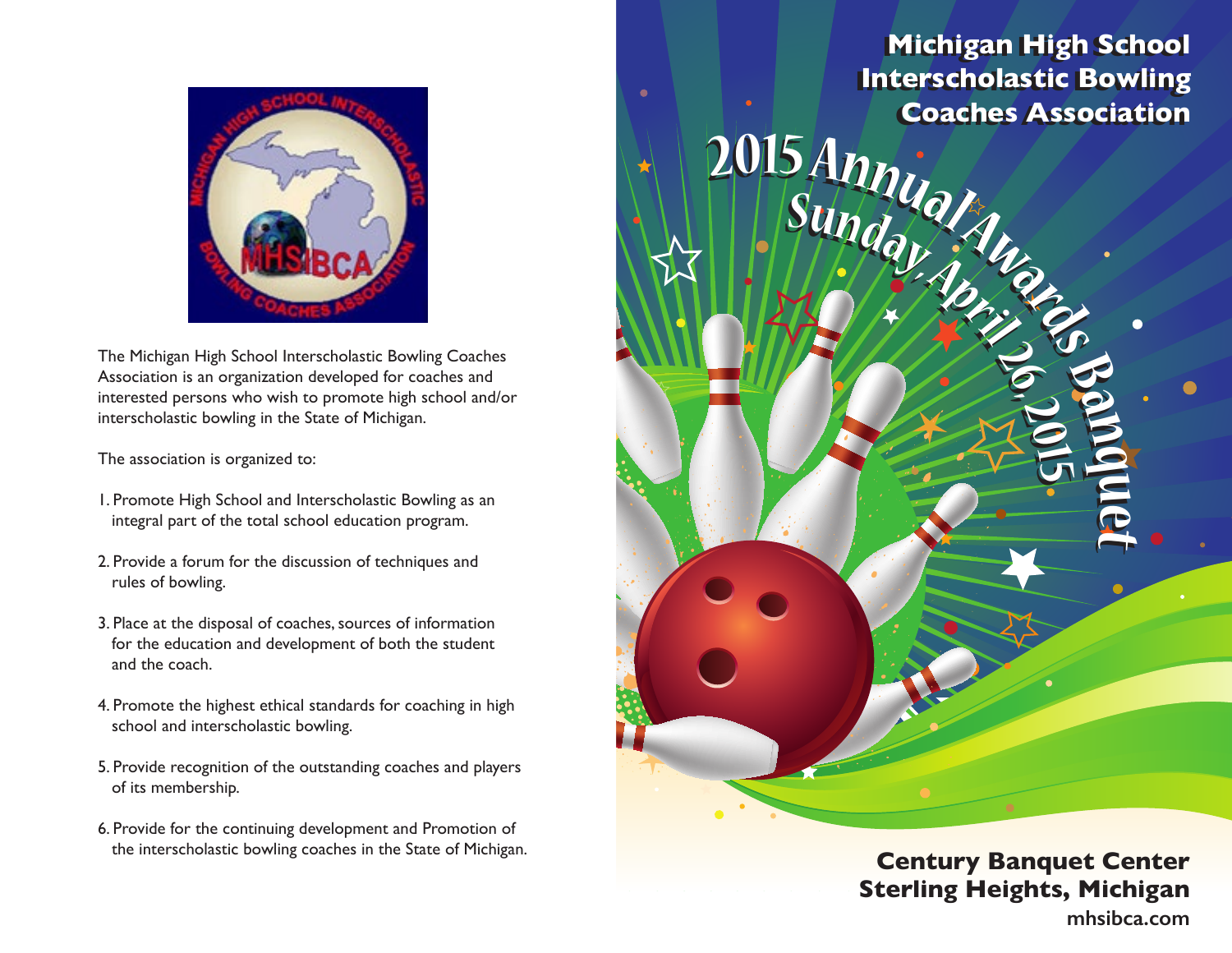The Michigan High School Interscholastic Bowling Coaches Association is an organization developed for coaches and interested persons who wish to promote high school and/or interscholastic bowling in the State of Michigan.

The association is organized to:

1. Promote High School and Interscholastic Bowling as an integral part of the total school education program.

2. Provide a forum for the discussion of techniques and rules of bowling.

3. Place at the disposal of coaches, sources of information for the education and development of both the student and the coach.

4. Promote the highest ethical standards for coaching in high school and interscholastic bowling.

5. Provide recognition of the outstanding coaches and players of its membership.

6. Provide for the continuing development and Promotion of the interscholastic bowling coaches in the State of Michigan.

# Michigan High School Interscholastic Bowling Coaches Association

## 2015 Annual Awards Banquet

### Sunday, April 26, 2015

**Century Banquet Center**
**Sterling Heights, Michigan**
**mhsibca.com**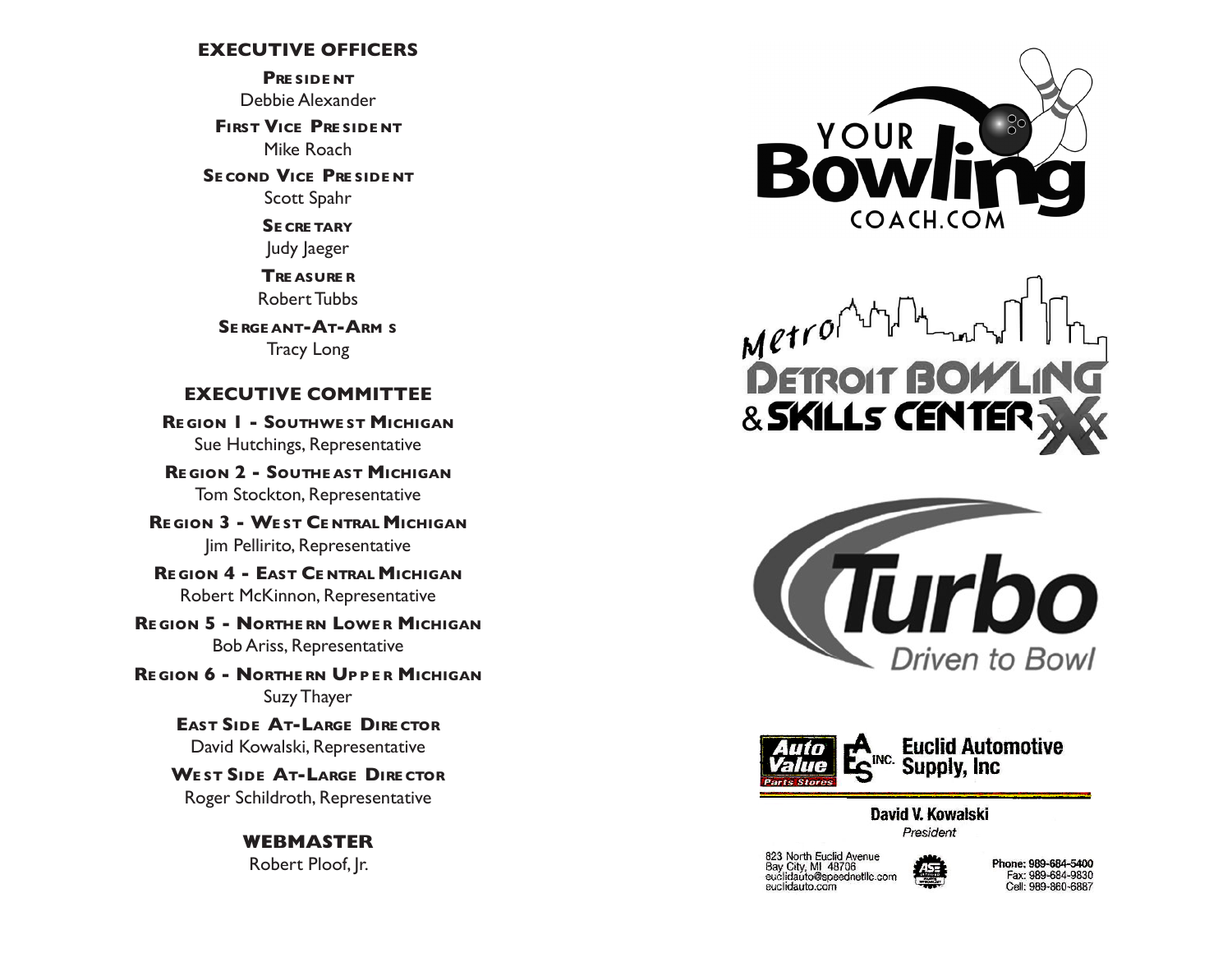## EXECUTIVE OFFICERS

**President**
Debbie Alexander

**First Vice President**
Mike Roach

**Second Vice President**
Scott Spahr

**Secretary**
Judy Jaeger

**Treasurer**
Robert Tubbs

**Sergeant-At-Arms**
Tracy Long

## EXECUTIVE COMMITTEE

**Region 1 - Southwest Michigan**
Sue Hutchings, Representative

**Region 2 - Southeast Michigan**
Tom Stockton, Representative

**Region 3 - West Central Michigan**
Jim Pellirito, Representative

**Region 4 - East Central Michigan**
Robert McKinnon, Representative

**Region 5 - Northern Lower Michigan**
Bob Ariss, Representative

**Region 6 - Northern Upper Michigan**
Suzy Thayer

**East Side At-Large Director**
David Kowalski, Representative

**West Side At-Large Director**
Roger Schildroth, Representative

## WEBMASTER

Robert Ploof, Jr.

YOUR Bowling COACH.COM

Metro DETROIT BOWLING & SKILLS CENTER XXX

Turbo
Driven to Bowl

Auto Value Parts Stores
EAS INC. Euclid Automotive Supply, Inc

**David V. Kowalski**
*President*

823 North Euclid Avenue
Bay City, MI 48706
euclidauto@speednetllc.com
euclidauto.com

Phone: 989-684-5400
Fax: 989-684-9830
Cell: 989-860-6887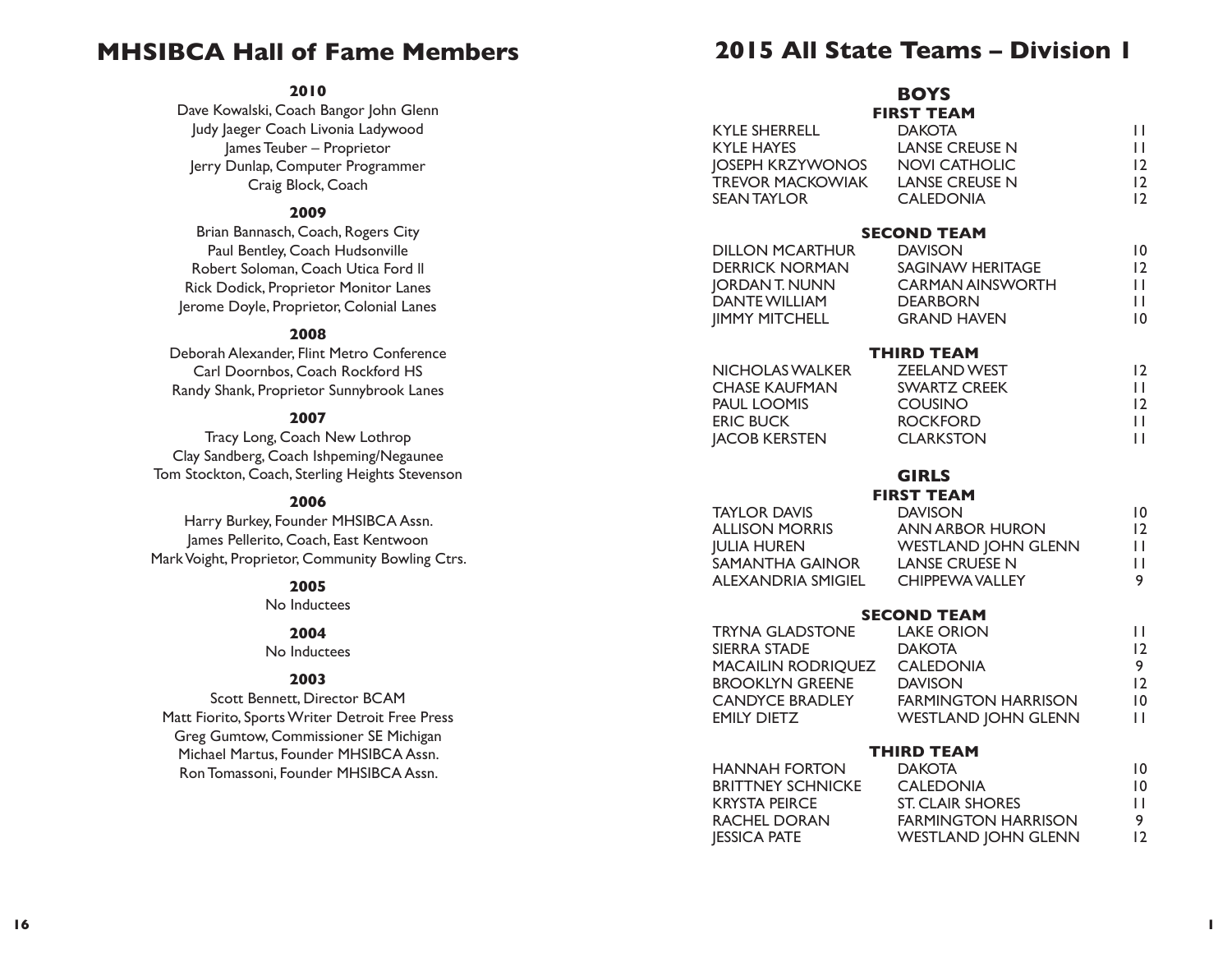# MHSIBCA Hall of Fame Members

**2010**

Dave Kowalski, Coach Bangor John Glenn
Judy Jaeger Coach Livonia Ladywood
James Teuber – Proprietor
Jerry Dunlap, Computer Programmer
Craig Block, Coach

**2009**

Brian Bannasch, Coach, Rogers City
Paul Bentley, Coach Hudsonville
Robert Soloman, Coach Utica Ford II
Rick Dodick, Proprietor Monitor Lanes
Jerome Doyle, Proprietor, Colonial Lanes

**2008**

Deborah Alexander, Flint Metro Conference
Carl Doornbos, Coach Rockford HS
Randy Shank, Proprietor Sunnybrook Lanes

**2007**

Tracy Long, Coach New Lothrop
Clay Sandberg, Coach Ishpeming/Negaunee
Tom Stockton, Coach, Sterling Heights Stevenson

**2006**

Harry Burkey, Founder MHSIBCA Assn.
James Pellerito, Coach, East Kentwoon
Mark Voight, Proprietor, Community Bowling Ctrs.

**2005**

No Inductees

**2004**

No Inductees

**2003**

Scott Bennett, Director BCAM
Matt Fiorito, Sports Writer Detroit Free Press
Greg Gumtow, Commissioner SE Michigan
Michael Martus, Founder MHSIBCA Assn.
Ron Tomassoni, Founder MHSIBCA Assn.

# 2015 All State Teams – Division 1

## BOYS

### FIRST TEAM

| | | |
|---|---|---|
| KYLE SHERRELL | DAKOTA | 11 |
| KYLE HAYES | LANSE CREUSE N | 11 |
| JOSEPH KRZYWONOS | NOVI CATHOLIC | 12 |
| TREVOR MACKOWIAK | LANSE CREUSE N | 12 |
| SEAN TAYLOR | CALEDONIA | 12 |

### SECOND TEAM

| | | |
|---|---|---|
| DILLON MCARTHUR | DAVISON | 10 |
| DERRICK NORMAN | SAGINAW HERITAGE | 12 |
| JORDAN T. NUNN | CARMAN AINSWORTH | 11 |
| DANTE WILLIAM | DEARBORN | 11 |
| JIMMY MITCHELL | GRAND HAVEN | 10 |

### THIRD TEAM

| | | |
|---|---|---|
| NICHOLAS WALKER | ZEELAND WEST | 12 |
| CHASE KAUFMAN | SWARTZ CREEK | 11 |
| PAUL LOOMIS | COUSINO | 12 |
| ERIC BUCK | ROCKFORD | 11 |
| JACOB KERSTEN | CLARKSTON | 11 |

## GIRLS

### FIRST TEAM

| | | |
|---|---|---|
| TAYLOR DAVIS | DAVISON | 10 |
| ALLISON MORRIS | ANN ARBOR HURON | 12 |
| JULIA HUREN | WESTLAND JOHN GLENN | 11 |
| SAMANTHA GAINOR | LANSE CRUESE N | 11 |
| ALEXANDRIA SMIGIEL | CHIPPEWA VALLEY | 9 |

### SECOND TEAM

| | | |
|---|---|---|
| TRYNA GLADSTONE | LAKE ORION | 11 |
| SIERRA STADE | DAKOTA | 12 |
| MACAILIN RODRIQUEZ | CALEDONIA | 9 |
| BROOKLYN GREENE | DAVISON | 12 |
| CANDYCE BRADLEY | FARMINGTON HARRISON | 10 |
| EMILY DIETZ | WESTLAND JOHN GLENN | 11 |

### THIRD TEAM

| | | |
|---|---|---|
| HANNAH FORTON | DAKOTA | 10 |
| BRITTNEY SCHNICKE | CALEDONIA | 10 |
| KRYSTA PEIRCE | ST. CLAIR SHORES | 11 |
| RACHEL DORAN | FARMINGTON HARRISON | 9 |
| JESSICA PATE | WESTLAND JOHN GLENN | 12 |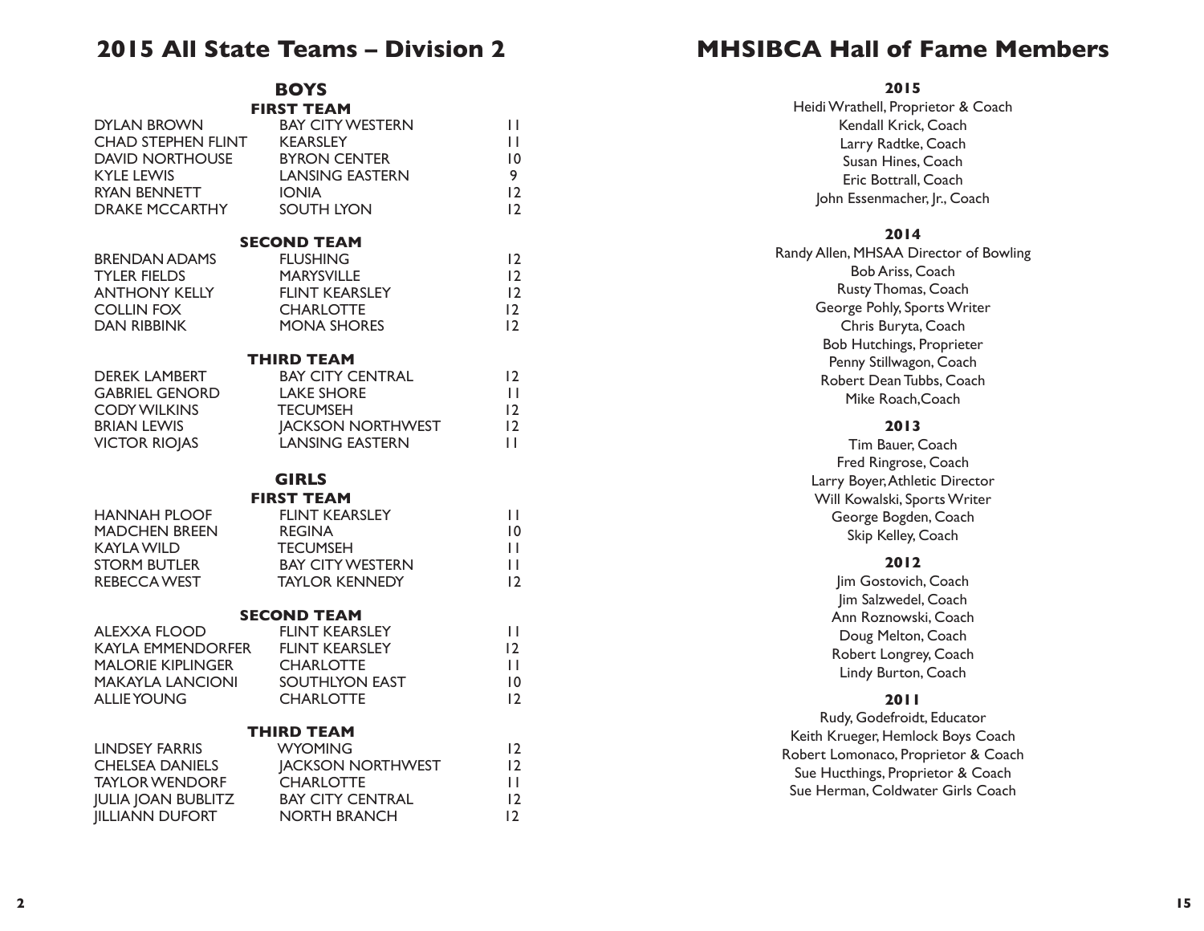# 2015 All State Teams – Division 2

## BOYS

### FIRST TEAM

| | | |
|---|---|---|
| DYLAN BROWN | BAY CITY WESTERN | 11 |
| CHAD STEPHEN FLINT | KEARSLEY | 11 |
| DAVID NORTHOUSE | BYRON CENTER | 10 |
| KYLE LEWIS | LANSING EASTERN | 9 |
| RYAN BENNETT | IONIA | 12 |
| DRAKE MCCARTHY | SOUTH LYON | 12 |

### SECOND TEAM

| | | |
|---|---|---|
| BRENDAN ADAMS | FLUSHING | 12 |
| TYLER FIELDS | MARYSVILLE | 12 |
| ANTHONY KELLY | FLINT KEARSLEY | 12 |
| COLLIN FOX | CHARLOTTE | 12 |
| DAN RIBBINK | MONA SHORES | 12 |

### THIRD TEAM

| | | |
|---|---|---|
| DEREK LAMBERT | BAY CITY CENTRAL | 12 |
| GABRIEL GENORD | LAKE SHORE | 11 |
| CODY WILKINS | TECUMSEH | 12 |
| BRIAN LEWIS | JACKSON NORTHWEST | 12 |
| VICTOR RIOJAS | LANSING EASTERN | 11 |

## GIRLS

### FIRST TEAM

| | | |
|---|---|---|
| HANNAH PLOOF | FLINT KEARSLEY | 11 |
| MADCHEN BREEN | REGINA | 10 |
| KAYLA WILD | TECUMSEH | 11 |
| STORM BUTLER | BAY CITY WESTERN | 11 |
| REBECCA WEST | TAYLOR KENNEDY | 12 |

### SECOND TEAM

| | | |
|---|---|---|
| ALEXXA FLOOD | FLINT KEARSLEY | 11 |
| KAYLA EMMENDORFER | FLINT KEARSLEY | 12 |
| MALORIE KIPLINGER | CHARLOTTE | 11 |
| MAKAYLA LANCIONI | SOUTHLYON EAST | 10 |
| ALLIE YOUNG | CHARLOTTE | 12 |

### THIRD TEAM

| | | |
|---|---|---|
| LINDSEY FARRIS | WYOMING | 12 |
| CHELSEA DANIELS | JACKSON NORTHWEST | 12 |
| TAYLOR WENDORF | CHARLOTTE | 11 |
| JULIA JOAN BUBLITZ | BAY CITY CENTRAL | 12 |
| JILLIANN DUFORT | NORTH BRANCH | 12 |

# MHSIBCA Hall of Fame Members

**2015**

Heidi Wrathell, Proprietor & Coach
Kendall Krick, Coach
Larry Radtke, Coach
Susan Hines, Coach
Eric Bottrall, Coach
John Essenmacher, Jr., Coach

**2014**

Randy Allen, MHSAA Director of Bowling
Bob Ariss, Coach
Rusty Thomas, Coach
George Pohly, Sports Writer
Chris Buryta, Coach
Bob Hutchings, Proprieter
Penny Stillwagon, Coach
Robert Dean Tubbs, Coach
Mike Roach,Coach

**2013**

Tim Bauer, Coach
Fred Ringrose, Coach
Larry Boyer, Athletic Director
Will Kowalski, Sports Writer
George Bogden, Coach
Skip Kelley, Coach

**2012**

Jim Gostovich, Coach
Jim Salzwedel, Coach
Ann Roznowski, Coach
Doug Melton, Coach
Robert Longrey, Coach
Lindy Burton, Coach

**2011**

Rudy, Godefroidt, Educator
Keith Krueger, Hemlock Boys Coach
Robert Lomonaco, Proprietor & Coach
Sue Hucthings, Proprietor & Coach
Sue Herman, Coldwater Girls Coach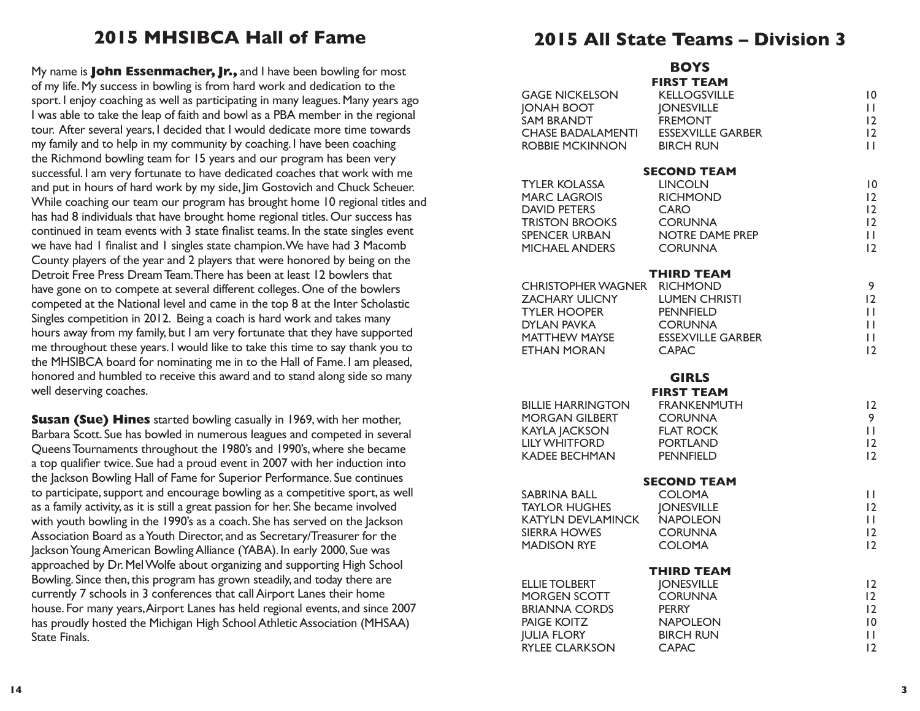## 2015 MHSIBCA Hall of Fame

My name is **John Essenmacher, Jr.,** and I have been bowling for most of my life. My success in bowling is from hard work and dedication to the sport. I enjoy coaching as well as participating in many leagues. Many years ago I was able to take the leap of faith and bowl as a PBA member in the regional tour. After several years, I decided that I would dedicate more time towards my family and to help in my community by coaching. I have been coaching the Richmond bowling team for 15 years and our program has been very successful. I am very fortunate to have dedicated coaches that work with me and put in hours of hard work by my side, Jim Gostovich and Chuck Scheuer. While coaching our team our program has brought home 10 regional titles and has had 8 individuals that have brought home regional titles. Our success has continued in team events with 3 state finalist teams. In the state singles event we have had 1 finalist and 1 singles state champion. We have had 3 Macomb County players of the year and 2 players that were honored by being on the Detroit Free Press Dream Team. There has been at least 12 bowlers that have gone on to compete at several different colleges. One of the bowlers competed at the National level and came in the top 8 at the Inter Scholastic Singles competition in 2012. Being a coach is hard work and takes many hours away from my family, but I am very fortunate that they have supported me throughout these years. I would like to take this time to say thank you to the MHSIBCA board for nominating me in to the Hall of Fame. I am pleased, honored and humbled to receive this award and to stand along side so many well deserving coaches.

**Susan (Sue) Hines** started bowling casually in 1969, with her mother, Barbara Scott. Sue has bowled in numerous leagues and competed in several Queens Tournaments throughout the 1980's and 1990's, where she became a top qualifier twice. Sue had a proud event in 2007 with her induction into the Jackson Bowling Hall of Fame for Superior Performance. Sue continues to participate, support and encourage bowling as a competitive sport, as well as a family activity, as it is still a great passion for her. She became involved with youth bowling in the 1990's as a coach. She has served on the Jackson Association Board as a Youth Director, and as Secretary/Treasurer for the Jackson Young American Bowling Alliance (YABA). In early 2000, Sue was approached by Dr. Mel Wolfe about organizing and supporting High School Bowling. Since then, this program has grown steadily, and today there are currently 7 schools in 3 conferences that call Airport Lanes their home house. For many years, Airport Lanes has held regional events, and since 2007 has proudly hosted the Michigan High School Athletic Association (MHSAA) State Finals.

## 2015 All State Teams – Division 3

### BOYS

**FIRST TEAM**

| Name | School | Grade |
|---|---|---|
| GAGE NICKELSON | KELLOGSVILLE | 10 |
| JONAH BOOT | JONESVILLE | 11 |
| SAM BRANDT | FREMONT | 12 |
| CHASE BADALAMENTI | ESSEXVILLE GARBER | 12 |
| ROBBIE MCKINNON | BIRCH RUN | 11 |

**SECOND TEAM**

| Name | School | Grade |
|---|---|---|
| TYLER KOLASSA | LINCOLN | 10 |
| MARC LAGROIS | RICHMOND | 12 |
| DAVID PETERS | CARO | 12 |
| TRISTON BROOKS | CORUNNA | 12 |
| SPENCER URBAN | NOTRE DAME PREP | 11 |
| MICHAEL ANDERS | CORUNNA | 12 |

**THIRD TEAM**

| Name | School | Grade |
|---|---|---|
| CHRISTOPHER WAGNER | RICHMOND | 9 |
| ZACHARY ULICNY | LUMEN CHRISTI | 12 |
| TYLER HOOPER | PENNFIELD | 11 |
| DYLAN PAVKA | CORUNNA | 11 |
| MATTHEW MAYSE | ESSEXVILLE GARBER | 11 |
| ETHAN MORAN | CAPAC | 12 |

### GIRLS

**FIRST TEAM**

| Name | School | Grade |
|---|---|---|
| BILLIE HARRINGTON | FRANKENMUTH | 12 |
| MORGAN GILBERT | CORUNNA | 9 |
| KAYLA JACKSON | FLAT ROCK | 11 |
| LILY WHITFORD | PORTLAND | 12 |
| KADEE BECHMAN | PENNFIELD | 12 |

**SECOND TEAM**

| Name | School | Grade |
|---|---|---|
| SABRINA BALL | COLOMA | 11 |
| TAYLOR HUGHES | JONESVILLE | 12 |
| KATYLN DEVLAMINCK | NAPOLEON | 11 |
| SIERRA HOWES | CORUNNA | 12 |
| MADISON RYE | COLOMA | 12 |

**THIRD TEAM**

| Name | School | Grade |
|---|---|---|
| ELLIE TOLBERT | JONESVILLE | 12 |
| MORGEN SCOTT | CORUNNA | 12 |
| BRIANNA CORDS | PERRY | 12 |
| PAIGE KOITZ | NAPOLEON | 10 |
| JULIA FLORY | BIRCH RUN | 11 |
| RYLEE CLARKSON | CAPAC | 12 |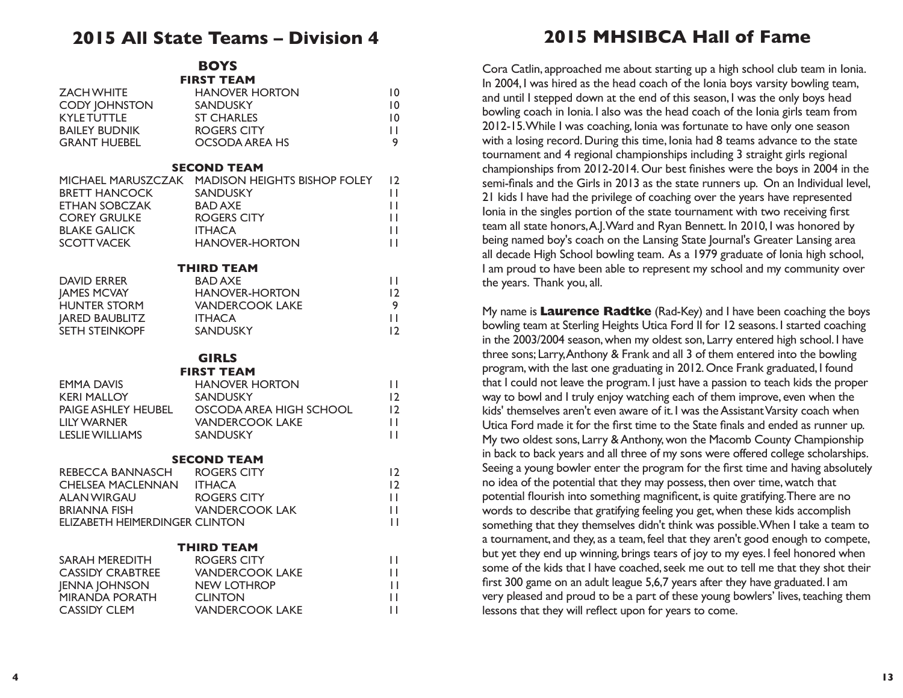## 2015 All State Teams – Division 4

### BOYS

#### FIRST TEAM

| | | |
|---|---|---|
| ZACH WHITE | HANOVER HORTON | 10 |
| CODY JOHNSTON | SANDUSKY | 10 |
| KYLE TUTTLE | ST CHARLES | 10 |
| BAILEY BUDNIK | ROGERS CITY | 11 |
| GRANT HUEBEL | OCSODA AREA HS | 9 |

#### SECOND TEAM

| | | |
|---|---|---|
| MICHAEL MARUSZCZAK | MADISON HEIGHTS BISHOP FOLEY | 12 |
| BRETT HANCOCK | SANDUSKY | 11 |
| ETHAN SOBCZAK | BAD AXE | 11 |
| COREY GRULKE | ROGERS CITY | 11 |
| BLAKE GALICK | ITHACA | 11 |
| SCOTT VACEK | HANOVER-HORTON | 11 |

#### THIRD TEAM

| | | |
|---|---|---|
| DAVID ERRER | BAD AXE | 11 |
| JAMES MCVAY | HANOVER-HORTON | 12 |
| HUNTER STORM | VANDERCOOK LAKE | 9 |
| JARED BAUBLITZ | ITHACA | 11 |
| SETH STEINKOPF | SANDUSKY | 12 |

### GIRLS

#### FIRST TEAM

| | | |
|---|---|---|
| EMMA DAVIS | HANOVER HORTON | 11 |
| KERI MALLOY | SANDUSKY | 12 |
| PAIGE ASHLEY HEUBEL | OSCODA AREA HIGH SCHOOL | 12 |
| LILY WARNER | VANDERCOOK LAKE | 11 |
| LESLIE WILLIAMS | SANDUSKY | 11 |

#### SECOND TEAM

| | | |
|---|---|---|
| REBECCA BANNASCH | ROGERS CITY | 12 |
| CHELSEA MACLENNAN | ITHACA | 12 |
| ALAN WIRGAU | ROGERS CITY | 11 |
| BRIANNA FISH | VANDERCOOK LAK | 11 |
| ELIZABETH HEIMERDINGER | CLINTON | 11 |

#### THIRD TEAM

| | | |
|---|---|---|
| SARAH MEREDITH | ROGERS CITY | 11 |
| CASSIDY CRABTREE | VANDERCOOK LAKE | 11 |
| JENNA JOHNSON | NEW LOTHROP | 11 |
| MIRANDA PORATH | CLINTON | 11 |
| CASSIDY CLEM | VANDERCOOK LAKE | 11 |

## 2015 MHSIBCA Hall of Fame

Cora Catlin, approached me about starting up a high school club team in Ionia. In 2004, I was hired as the head coach of the Ionia boys varsity bowling team, and until I stepped down at the end of this season, I was the only boys head bowling coach in Ionia. I also was the head coach of the Ionia girls team from 2012-15. While I was coaching, Ionia was fortunate to have only one season with a losing record. During this time, Ionia had 8 teams advance to the state tournament and 4 regional championships including 3 straight girls regional championships from 2012-2014. Our best finishes were the boys in 2004 in the semi-finals and the Girls in 2013 as the state runners up. On an Individual level, 21 kids I have had the privilege of coaching over the years have represented Ionia in the singles portion of the state tournament with two receiving first team all state honors, A.J. Ward and Ryan Bennett. In 2010, I was honored by being named boy's coach on the Lansing State Journal's Greater Lansing area all decade High School bowling team. As a 1979 graduate of Ionia high school, I am proud to have been able to represent my school and my community over the years. Thank you, all.

My name is **Laurence Radtke** (Rad-Key) and I have been coaching the boys bowling team at Sterling Heights Utica Ford II for 12 seasons. I started coaching in the 2003/2004 season, when my oldest son, Larry entered high school. I have three sons; Larry, Anthony & Frank and all 3 of them entered into the bowling program, with the last one graduating in 2012. Once Frank graduated, I found that I could not leave the program. I just have a passion to teach kids the proper way to bowl and I truly enjoy watching each of them improve, even when the kids' themselves aren't even aware of it. I was the Assistant Varsity coach when Utica Ford made it for the first time to the State finals and ended as runner up. My two oldest sons, Larry & Anthony, won the Macomb County Championship in back to back years and all three of my sons were offered college scholarships. Seeing a young bowler enter the program for the first time and having absolutely no idea of the potential that they may possess, then over time, watch that potential flourish into something magnificent, is quite gratifying. There are no words to describe that gratifying feeling you get, when these kids accomplish something that they themselves didn't think was possible. When I take a team to a tournament, and they, as a team, feel that they aren't good enough to compete, but yet they end up winning, brings tears of joy to my eyes. I feel honored when some of the kids that I have coached, seek me out to tell me that they shot their first 300 game on an adult league 5,6,7 years after they have graduated. I am very pleased and proud to be a part of these young bowlers' lives, teaching them lessons that they will reflect upon for years to come.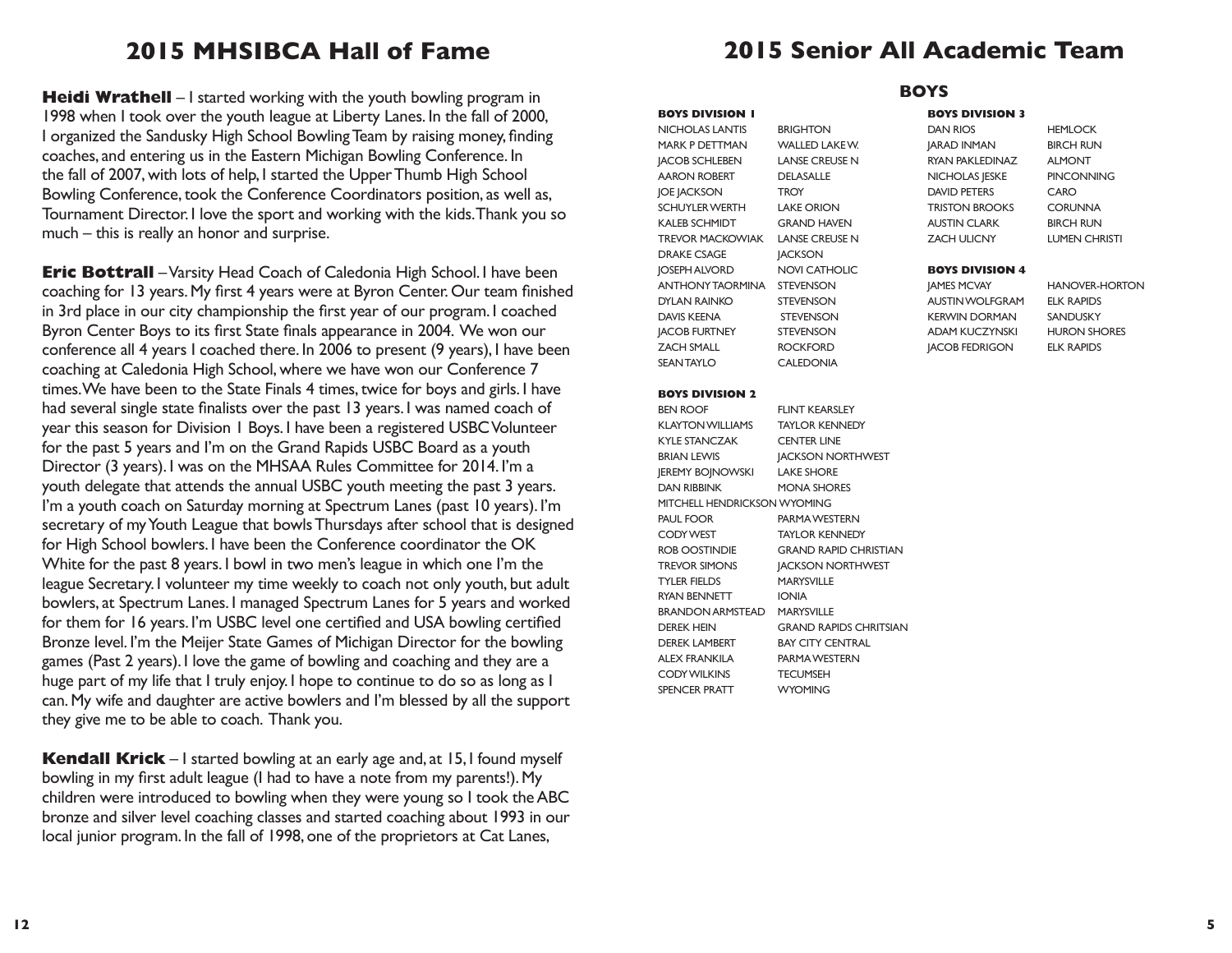# 2015 MHSIBCA Hall of Fame

**Heidi Wrathell** – I started working with the youth bowling program in 1998 when I took over the youth league at Liberty Lanes. In the fall of 2000, I organized the Sandusky High School Bowling Team by raising money, finding coaches, and entering us in the Eastern Michigan Bowling Conference. In the fall of 2007, with lots of help, I started the Upper Thumb High School Bowling Conference, took the Conference Coordinators position, as well as, Tournament Director. I love the sport and working with the kids. Thank you so much – this is really an honor and surprise.

**Eric Bottrall** – Varsity Head Coach of Caledonia High School. I have been coaching for 13 years. My first 4 years were at Byron Center. Our team finished in 3rd place in our city championship the first year of our program. I coached Byron Center Boys to its first State finals appearance in 2004. We won our conference all 4 years I coached there. In 2006 to present (9 years), I have been coaching at Caledonia High School, where we have won our Conference 7 times. We have been to the State Finals 4 times, twice for boys and girls. I have had several single state finalists over the past 13 years. I was named coach of year this season for Division 1 Boys. I have been a registered USBC Volunteer for the past 5 years and I'm on the Grand Rapids USBC Board as a youth Director (3 years). I was on the MHSAA Rules Committee for 2014. I'm a youth delegate that attends the annual USBC youth meeting the past 3 years. I'm a youth coach on Saturday morning at Spectrum Lanes (past 10 years). I'm secretary of my Youth League that bowls Thursdays after school that is designed for High School bowlers. I have been the Conference coordinator the OK White for the past 8 years. I bowl in two men's league in which one I'm the league Secretary. I volunteer my time weekly to coach not only youth, but adult bowlers, at Spectrum Lanes. I managed Spectrum Lanes for 5 years and worked for them for 16 years. I'm USBC level one certified and USA bowling certified Bronze level. I'm the Meijer State Games of Michigan Director for the bowling games (Past 2 years). I love the game of bowling and coaching and they are a huge part of my life that I truly enjoy. I hope to continue to do so as long as I can. My wife and daughter are active bowlers and I'm blessed by all the support they give me to be able to coach. Thank you.

**Kendall Krick** – I started bowling at an early age and, at 15, I found myself bowling in my first adult league (I had to have a note from my parents!). My children were introduced to bowling when they were young so I took the ABC bronze and silver level coaching classes and started coaching about 1993 in our local junior program. In the fall of 1998, one of the proprietors at Cat Lanes,

# 2015 Senior All Academic Team

## BOYS

### BOYS DIVISION 1

| Name | School |
|---|---|
| NICHOLAS LANTIS | BRIGHTON |
| MARK P DETTMAN | WALLED LAKE W. |
| JACOB SCHLEBEN | LANSE CREUSE N |
| AARON ROBERT | DELASALLE |
| JOE JACKSON | TROY |
| SCHUYLER WERTH | LAKE ORION |
| KALEB SCHMIDT | GRAND HAVEN |
| TREVOR MACKOWIAK | LANSE CREUSE N |
| DRAKE CSAGE | JACKSON |
| JOSEPH ALVORD | NOVI CATHOLIC |
| ANTHONY TAORMINA | STEVENSON |
| DYLAN RAINKO | STEVENSON |
| DAVIS KEENA | STEVENSON |
| JACOB FURTNEY | STEVENSON |
| ZACH SMALL | ROCKFORD |
| SEAN TAYLO | CALEDONIA |

### BOYS DIVISION 2

| Name | School |
|---|---|
| BEN ROOF | FLINT KEARSLEY |
| KLAYTON WILLIAMS | TAYLOR KENNEDY |
| KYLE STANCZAK | CENTER LINE |
| BRIAN LEWIS | JACKSON NORTHWEST |
| JEREMY BOJNOWSKI | LAKE SHORE |
| DAN RIBBINK | MONA SHORES |
| MITCHELL HENDRICKSON | WYOMING |
| PAUL FOOR | PARMA WESTERN |
| CODY WEST | TAYLOR KENNEDY |
| ROB OOSTINDIE | GRAND RAPID CHRISTIAN |
| TREVOR SIMONS | JACKSON NORTHWEST |
| TYLER FIELDS | MARYSVILLE |
| RYAN BENNETT | IONIA |
| BRANDON ARMSTEAD | MARYSVILLE |
| DEREK HEIN | GRAND RAPIDS CHRITSIAN |
| DEREK LAMBERT | BAY CITY CENTRAL |
| ALEX FRANKILA | PARMA WESTERN |
| CODY WILKINS | TECUMSEH |
| SPENCER PRATT | WYOMING |

### BOYS DIVISION 3

| Name | School |
|---|---|
| DAN RIOS | HEMLOCK |
| JARAD INMAN | BIRCH RUN |
| RYAN PAKLEDINAZ | ALMONT |
| NICHOLAS JESKE | PINCONNING |
| DAVID PETERS | CARO |
| TRISTON BROOKS | CORUNNA |
| AUSTIN CLARK | BIRCH RUN |
| ZACH ULICNY | LUMEN CHRISTI |

### BOYS DIVISION 4

| Name | School |
|---|---|
| JAMES MCVAY | HANOVER-HORTON |
| AUSTIN WOLFGRAM | ELK RAPIDS |
| KERWIN DORMAN | SANDUSKY |
| ADAM KUCZYNSKI | HURON SHORES |
| JACOB FEDRIGON | ELK RAPIDS |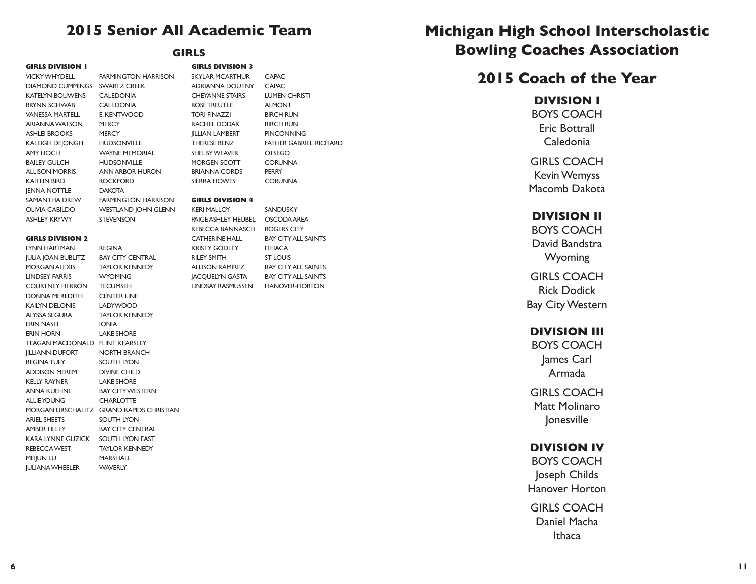# 2015 Senior All Academic Team

## GIRLS

### GIRLS DIVISION 1

| Name | School |
|---|---|
| VICKY WHYDELL | FARMINGTON HARRISON |
| DIAMOND CUMMINGS | SWARTZ CREEK |
| KATELYN BOUWENS | CALEDONIA |
| BRYNN SCHWAB | CALEDONIA |
| VANESSA MARTELL | E. KENTWOOD |
| ARIANNA WATSON | MERCY |
| ASHLEI BROOKS | MERCY |
| KALEIGH DEJONGH | HUDSONVILLE |
| AMY HOCH | WAYNE MEMORIAL |
| BAILEY GULCH | HUDSONVILLE |
| ALLISON MORRIS | ANN ARBOR HURON |
| KAITLIN BIRD | ROCKFORD |
| JENNA NOTTLE | DAKOTA |
| SAMANTHA DREW | FARMINGTON HARRISON |
| OLIVIA CABILDO | WESTLAND JOHN GLENN |
| ASHLEY KRYWY | STEVENSON |

### GIRLS DIVISION 2

| Name | School |
|---|---|
| LYNN HARTMAN | REGINA |
| JULIA JOAN BUBLITZ | BAY CITY CENTRAL |
| MORGAN ALEXIS | TAYLOR KENNEDY |
| LINDSEY FARRIS | WYOMING |
| COURTNEY HERRON | TECUMSEH |
| DONNA MEREDITH | CENTER LINE |
| KAILYN DELONIS | LADYWOOD |
| ALYSSA SEGURA | TAYLOR KENNEDY |
| ERIN NASH | IONIA |
| ERIN HORN | LAKE SHORE |
| TEAGAN MACDONALD | FLINT KEARSLEY |
| JILLIANN DUFORT | NORTH BRANCH |
| REGINA TUEY | SOUTH LYON |
| ADDISON MEREM | DIVINE CHILD |
| KELLY RAYNER | LAKE SHORE |
| ANNA KUEHNE | BAY CITY WESTERN |
| ALLIE YOUNG | CHARLOTTE |
| MORGAN URSCHALITZ | GRAND RAPIDS CHRISTIAN |
| ARIEL SHEETS | SOUTH LYON |
| AMBER TILLEY | BAY CITY CENTRAL |
| KARA LYNNE GUZICK | SOUTH LYON EAST |
| REBECCA WEST | TAYLOR KENNEDY |
| MEIJUN LU | MARSHALL |
| JULIANA WHEELER | WAVERLY |

### GIRLS DIVISION 3

| Name | School |
|---|---|
| SKYLAR MCARTHUR | CAPAC |
| ADRIANNA DOUTNY | CAPAC |
| CHEYANNE STAIRS | LUMEN CHRISTI |
| ROSE TREUTLE | ALMONT |
| TORI FINAZZI | BIRCH RUN |
| RACHEL DODAK | BIRCH RUN |
| JILLIAN LAMBERT | PINCONNING |
| THERESE BENZ | FATHER GABRIEL RICHARD |
| SHELBY WEAVER | OTSEGO |
| MORGEN SCOTT | CORUNNA |
| BRIANNA CORDS | PERRY |
| SIERRA HOWES | CORUNNA |

### GIRLS DIVISION 4

| Name | School |
|---|---|
| KERI MALLOY | SANDUSKY |
| PAIGE ASHLEY HEUBEL | OSCODA AREA |
| REBECCA BANNASCH | ROGERS CITY |
| CATHERINE HALL | BAY CITY ALL SAINTS |
| KRISTY GODLEY | ITHACA |
| RILEY SMITH | ST LOUIS |
| ALLISON RAMIREZ | BAY CITY ALL SAINTS |
| JACQUELYN GASTA | BAY CITY ALL SAINTS |
| LINDSAY RASMUSSEN | HANOVER-HORTON |

# Michigan High School Interscholastic Bowling Coaches Association

## 2015 Coach of the Year

### DIVISION I

BOYS COACH
Eric Bottrall
Caledonia

GIRLS COACH
Kevin Wemyss
Macomb Dakota

### DIVISION II

BOYS COACH
David Bandstra
Wyoming

GIRLS COACH
Rick Dodick
Bay City Western

### DIVISION III

BOYS COACH
James Carl
Armada

GIRLS COACH
Matt Molinaro
Jonesville

### DIVISION IV

BOYS COACH
Joseph Childs
Hanover Horton

GIRLS COACH
Daniel Macha
Ithaca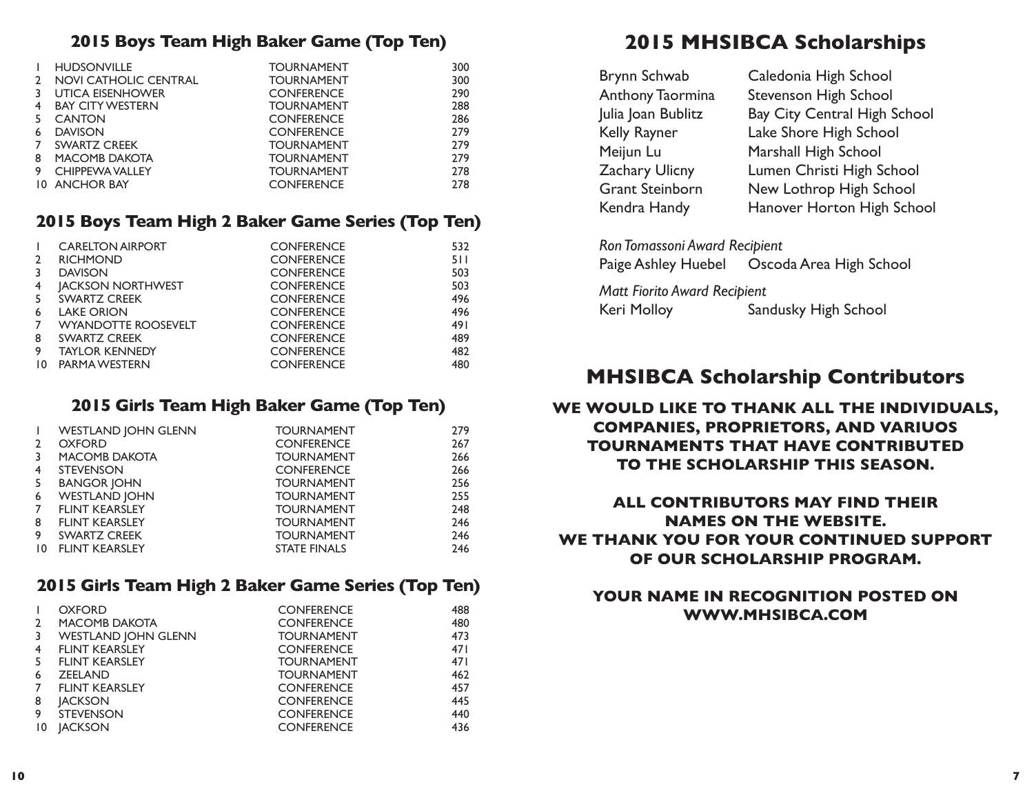## 2015 Boys Team High Baker Game (Top Ten)

| | | | |
|---|---|---|---|
| 1 | HUDSONVILLE | TOURNAMENT | 300 |
| 2 | NOVI CATHOLIC CENTRAL | TOURNAMENT | 300 |
| 3 | UTICA EISENHOWER | CONFERENCE | 290 |
| 4 | BAY CITY WESTERN | TOURNAMENT | 288 |
| 5 | CANTON | CONFERENCE | 286 |
| 6 | DAVISON | CONFERENCE | 279 |
| 7 | SWARTZ CREEK | TOURNAMENT | 279 |
| 8 | MACOMB DAKOTA | TOURNAMENT | 279 |
| 9 | CHIPPEWA VALLEY | TOURNAMENT | 278 |
| 10 | ANCHOR BAY | CONFERENCE | 278 |

## 2015 Boys Team High 2 Baker Game Series (Top Ten)

| | | | |
|---|---|---|---|
| 1 | CARELTON AIRPORT | CONFERENCE | 532 |
| 2 | RICHMOND | CONFERENCE | 511 |
| 3 | DAVISON | CONFERENCE | 503 |
| 4 | JACKSON NORTHWEST | CONFERENCE | 503 |
| 5 | SWARTZ CREEK | CONFERENCE | 496 |
| 6 | LAKE ORION | CONFERENCE | 496 |
| 7 | WYANDOTTE ROOSEVELT | CONFERENCE | 491 |
| 8 | SWARTZ CREEK | CONFERENCE | 489 |
| 9 | TAYLOR KENNEDY | CONFERENCE | 482 |
| 10 | PARMA WESTERN | CONFERENCE | 480 |

## 2015 Girls Team High Baker Game (Top Ten)

| | | | |
|---|---|---|---|
| 1 | WESTLAND JOHN GLENN | TOURNAMENT | 279 |
| 2 | OXFORD | CONFERENCE | 267 |
| 3 | MACOMB DAKOTA | TOURNAMENT | 266 |
| 4 | STEVENSON | CONFERENCE | 266 |
| 5 | BANGOR JOHN | TOURNAMENT | 256 |
| 6 | WESTLAND JOHN | TOURNAMENT | 255 |
| 7 | FLINT KEARSLEY | TOURNAMENT | 248 |
| 8 | FLINT KEARSLEY | TOURNAMENT | 246 |
| 9 | SWARTZ CREEK | TOURNAMENT | 246 |
| 10 | FLINT KEARSLEY | STATE FINALS | 246 |

## 2015 Girls Team High 2 Baker Game Series (Top Ten)

| | | | |
|---|---|---|---|
| 1 | OXFORD | CONFERENCE | 488 |
| 2 | MACOMB DAKOTA | CONFERENCE | 480 |
| 3 | WESTLAND JOHN GLENN | TOURNAMENT | 473 |
| 4 | FLINT KEARSLEY | CONFERENCE | 471 |
| 5 | FLINT KEARSLEY | TOURNAMENT | 471 |
| 6 | ZEELAND | TOURNAMENT | 462 |
| 7 | FLINT KEARSLEY | CONFERENCE | 457 |
| 8 | JACKSON | CONFERENCE | 445 |
| 9 | STEVENSON | CONFERENCE | 440 |
| 10 | JACKSON | CONFERENCE | 436 |

# 2015 MHSIBCA Scholarships

| | |
|---|---|
| Brynn Schwab | Caledonia High School |
| Anthony Taormina | Stevenson High School |
| Julia Joan Bublitz | Bay City Central High School |
| Kelly Rayner | Lake Shore High School |
| Meijun Lu | Marshall High School |
| Zachary Ulicny | Lumen Christi High School |
| Grant Steinborn | New Lothrop High School |
| Kendra Handy | Hanover Horton High School |

*Ron Tomassoni Award Recipient*
Paige Ashley Huebel — Oscoda Area High School

*Matt Fiorito Award Recipient*
Keri Molloy — Sandusky High School

# MHSIBCA Scholarship Contributors

**WE WOULD LIKE TO THANK ALL THE INDIVIDUALS, COMPANIES, PROPRIETORS, AND VARIUOS TOURNAMENTS THAT HAVE CONTRIBUTED TO THE SCHOLARSHIP THIS SEASON.**

**ALL CONTRIBUTORS MAY FIND THEIR NAMES ON THE WEBSITE.**
**WE THANK YOU FOR YOUR CONTINUED SUPPORT OF OUR SCHOLARSHIP PROGRAM.**

**YOUR NAME IN RECOGNITION POSTED ON WWW.MHSIBCA.COM**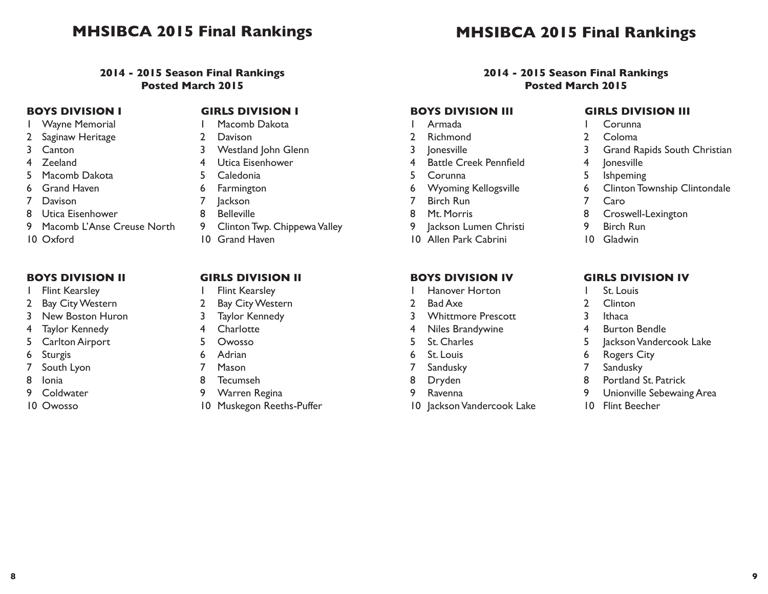# MHSIBCA 2015 Final Rankings

**2014 - 2015 Season Final Rankings**
**Posted March 2015**

### BOYS DIVISION I

1 Wayne Memorial
2 Saginaw Heritage
3 Canton
4 Zeeland
5 Macomb Dakota
6 Grand Haven
7 Davison
8 Utica Eisenhower
9 Macomb L'Anse Creuse North
10 Oxford

### GIRLS DIVISION I

1 Macomb Dakota
2 Davison
3 Westland John Glenn
4 Utica Eisenhower
5 Caledonia
6 Farmington
7 Jackson
8 Belleville
9 Clinton Twp. Chippewa Valley
10 Grand Haven

### BOYS DIVISION II

1 Flint Kearsley
2 Bay City Western
3 New Boston Huron
4 Taylor Kennedy
5 Carlton Airport
6 Sturgis
7 South Lyon
8 Ionia
9 Coldwater
10 Owosso

### GIRLS DIVISION II

1 Flint Kearsley
2 Bay City Western
3 Taylor Kennedy
4 Charlotte
5 Owosso
6 Adrian
7 Mason
8 Tecumseh
9 Warren Regina
10 Muskegon Reeths-Puffer

# MHSIBCA 2015 Final Rankings

**2014 - 2015 Season Final Rankings**
**Posted March 2015**

### BOYS DIVISION III

1 Armada
2 Richmond
3 Jonesville
4 Battle Creek Pennfield
5 Corunna
6 Wyoming Kellogsville
7 Birch Run
8 Mt. Morris
9 Jackson Lumen Christi
10 Allen Park Cabrini

### GIRLS DIVISION III

1 Corunna
2 Coloma
3 Grand Rapids South Christian
4 Jonesville
5 Ishpeming
6 Clinton Township Clintondale
7 Caro
8 Croswell-Lexington
9 Birch Run
10 Gladwin

### BOYS DIVISION IV

1 Hanover Horton
2 Bad Axe
3 Whittmore Prescott
4 Niles Brandywine
5 St. Charles
6 St. Louis
7 Sandusky
8 Dryden
9 Ravenna
10 Jackson Vandercook Lake

### GIRLS DIVISION IV

1 St. Louis
2 Clinton
3 Ithaca
4 Burton Bendle
5 Jackson Vandercook Lake
6 Rogers City
7 Sandusky
8 Portland St. Patrick
9 Unionville Sebewaing Area
10 Flint Beecher